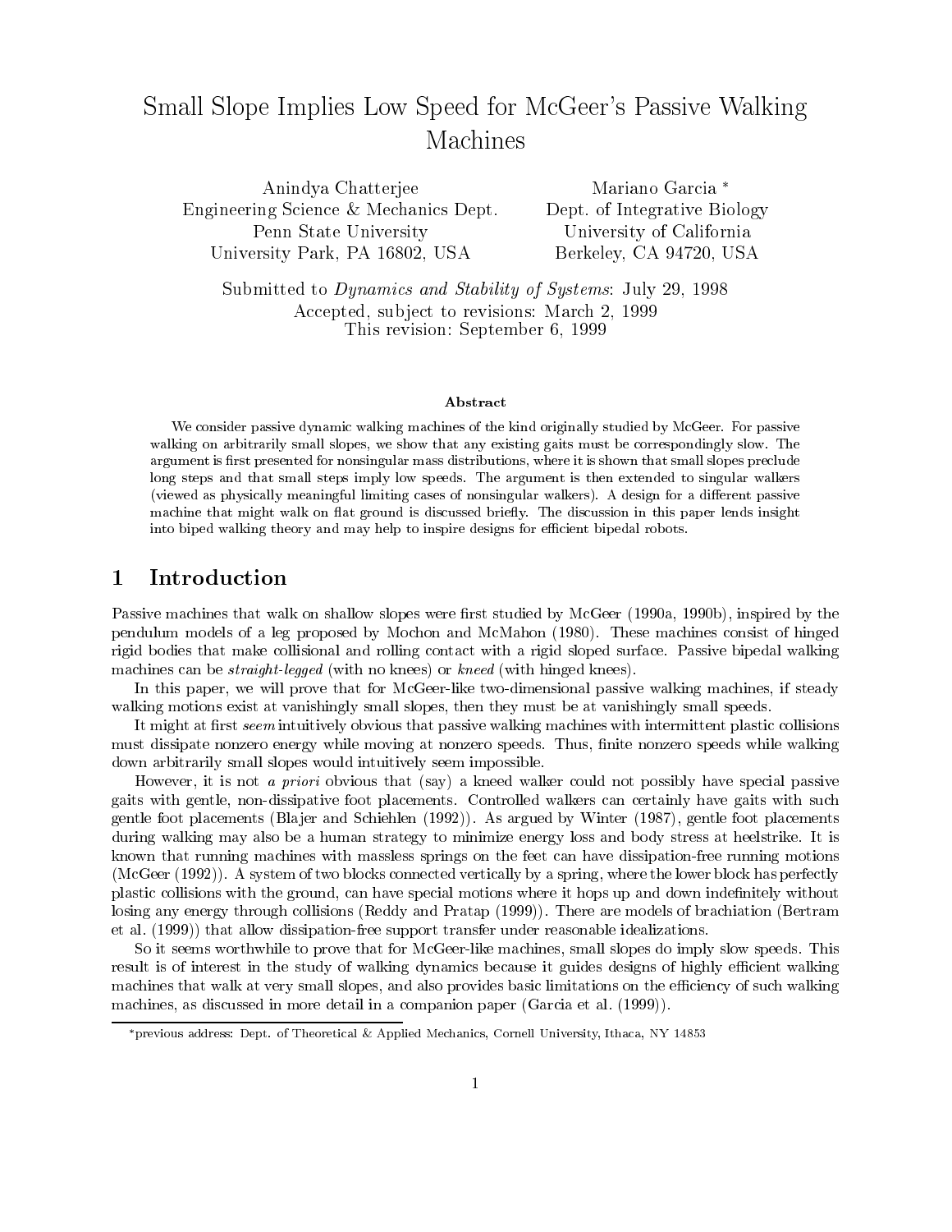# Small Slope Implies Low Speed for McGeer's Passive Walking Machines

Anindya Chatterjee
Engineering Science & Mechanics Dept.
Penn State University
University Park, PA 16802, USA

Mariano Garcia *
Dept. of Integrative Biology
University of California
Berkeley, CA 94720, USA

Submitted to *Dynamics and Stability of Systems*: July 29, 1998
Accepted, subject to revisions: March 2, 1999
This revision: September 6, 1999

**Abstract**

We consider passive dynamic walking machines of the kind originally studied by McGeer. For passive walking on arbitrarily small slopes, we show that any existing gaits must be correspondingly slow. The argument is first presented for nonsingular mass distributions, where it is shown that small slopes preclude long steps and that small steps imply low speeds. The argument is then extended to singular walkers (viewed as physically meaningful limiting cases of nonsingular walkers). A design for a different passive machine that might walk on flat ground is discussed briefly. The discussion in this paper lends insight into biped walking theory and may help to inspire designs for efficient bipedal robots.

## 1 Introduction

Passive machines that walk on shallow slopes were first studied by McGeer (1990a, 1990b), inspired by the pendulum models of a leg proposed by Mochon and McMahon (1980). These machines consist of hinged rigid bodies that make collisional and rolling contact with a rigid sloped surface. Passive bipedal walking machines can be *straight-legged* (with no knees) or *kneed* (with hinged knees).

In this paper, we will prove that for McGeer-like two-dimensional passive walking machines, if steady walking motions exist at vanishingly small slopes, then they must be at vanishingly small speeds.

It might at first *seem* intuitively obvious that passive walking machines with intermittent plastic collisions must dissipate nonzero energy while moving at nonzero speeds. Thus, finite nonzero speeds while walking down arbitrarily small slopes would intuitively seem impossible.

However, it is not *a priori* obvious that (say) a kneed walker could not possibly have special passive gaits with gentle, non-dissipative foot placements. Controlled walkers can certainly have gaits with such gentle foot placements (Blajer and Schiehlen (1992)). As argued by Winter (1987), gentle foot placements during walking may also be a human strategy to minimize energy loss and body stress at heelstrike. It is known that running machines with massless springs on the feet can have dissipation-free running motions (McGeer (1992)). A system of two blocks connected vertically by a spring, where the lower block has perfectly plastic collisions with the ground, can have special motions where it hops up and down indefinitely without losing any energy through collisions (Reddy and Pratap (1999)). There are models of brachiation (Bertram et al. (1999)) that allow dissipation-free support transfer under reasonable idealizations.

So it seems worthwhile to prove that for McGeer-like machines, small slopes do imply slow speeds. This result is of interest in the study of walking dynamics because it guides designs of highly efficient walking machines that walk at very small slopes, and also provides basic limitations on the efficiency of such walking machines, as discussed in more detail in a companion paper (Garcia et al. (1999)).

*previous address: Dept. of Theoretical & Applied Mechanics, Cornell University, Ithaca, NY 14853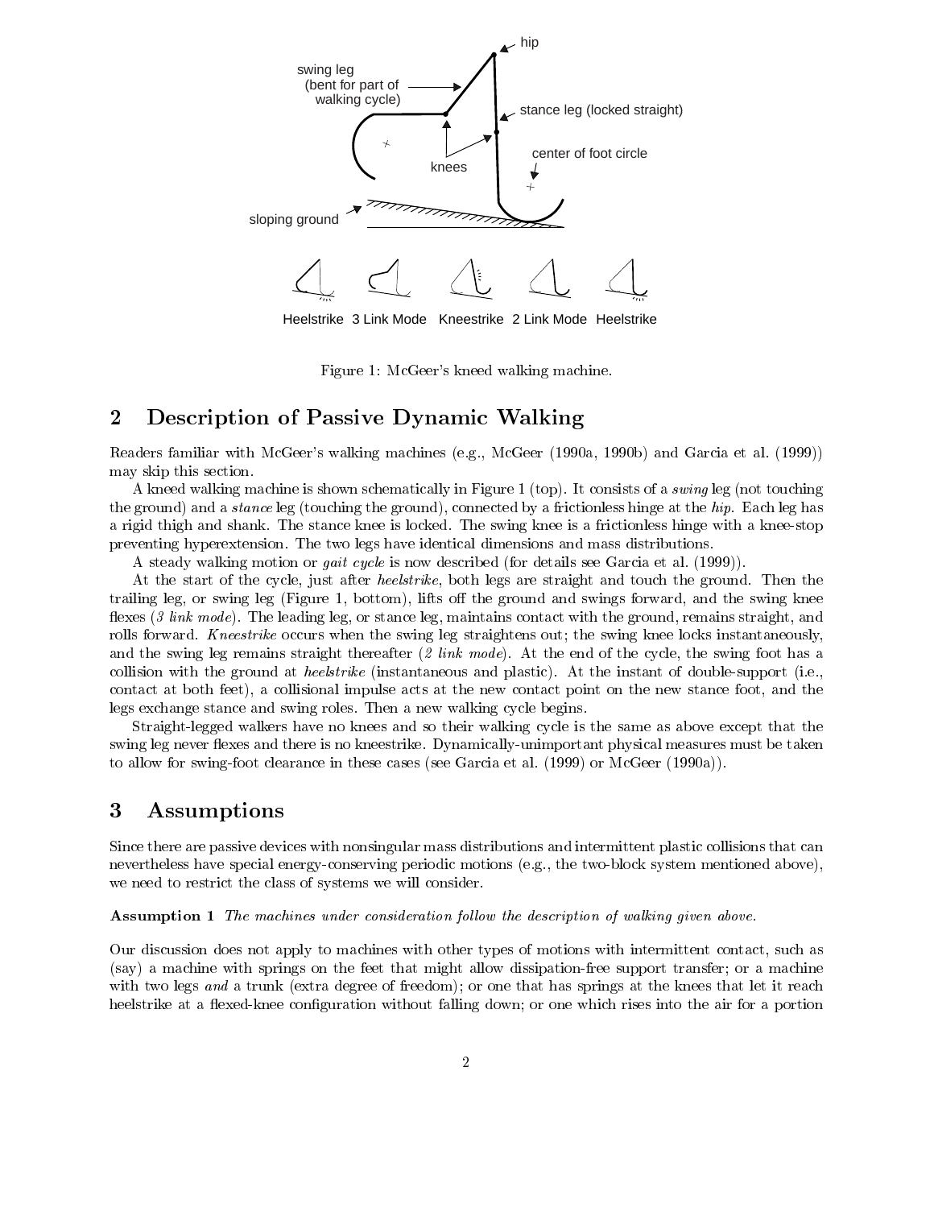Figure 1: McGeer's kneed walking machine.

## 2 Description of Passive Dynamic Walking

Readers familiar with McGeer's walking machines (e.g., McGeer (1990a, 1990b) and Garcia et al. (1999)) may skip this section.

A kneed walking machine is shown schematically in Figure 1 (top). It consists of a *swing* leg (not touching the ground) and a *stance* leg (touching the ground), connected by a frictionless hinge at the *hip*. Each leg has a rigid thigh and shank. The stance knee is locked. The swing knee is a frictionless hinge with a knee-stop preventing hyperextension. The two legs have identical dimensions and mass distributions.

A steady walking motion or *gait cycle* is now described (for details see Garcia et al. (1999)).

At the start of the cycle, just after *heelstrike*, both legs are straight and touch the ground. Then the trailing leg, or swing leg (Figure 1, bottom), lifts off the ground and swings forward, and the swing knee flexes (*3 link mode*). The leading leg, or stance leg, maintains contact with the ground, remains straight, and rolls forward. *Kneestrike* occurs when the swing leg straightens out; the swing knee locks instantaneously, and the swing leg remains straight thereafter (*2 link mode*). At the end of the cycle, the swing foot has a collision with the ground at *heelstrike* (instantaneous and plastic). At the instant of double-support (i.e., contact at both feet), a collisional impulse acts at the new contact point on the new stance foot, and the legs exchange stance and swing roles. Then a new walking cycle begins.

Straight-legged walkers have no knees and so their walking cycle is the same as above except that the swing leg never flexes and there is no kneestrike. Dynamically-unimportant physical measures must be taken to allow for swing-foot clearance in these cases (see Garcia et al. (1999) or McGeer (1990a)).

## 3 Assumptions

Since there are passive devices with nonsingular mass distributions and intermittent plastic collisions that can nevertheless have special energy-conserving periodic motions (e.g., the two-block system mentioned above), we need to restrict the class of systems we will consider.

**Assumption 1** *The machines under consideration follow the description of walking given above.*

Our discussion does not apply to machines with other types of motions with intermittent contact, such as (say) a machine with springs on the feet that might allow dissipation-free support transfer; or a machine with two legs *and* a trunk (extra degree of freedom); or one that has springs at the knees that let it reach heelstrike at a flexed-knee configuration without falling down; or one which rises into the air for a portion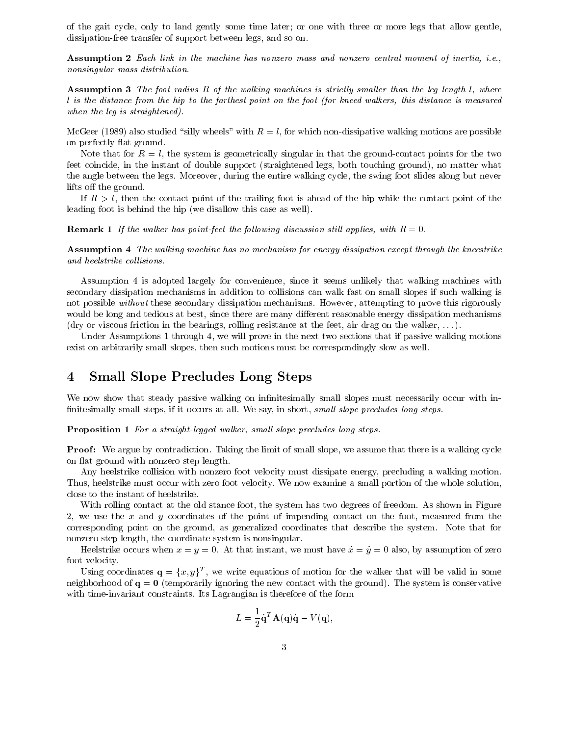of the gait cycle, only to land gently some time later; or one with three or more legs that allow gentle, dissipation-free transfer of support between legs, and so on.

**Assumption 2** *Each link in the machine has nonzero mass and nonzero central moment of inertia, i.e., nonsingular mass distribution.*

**Assumption 3** *The foot radius $R$ of the walking machines is strictly smaller than the leg length $l$, where $l$ is the distance from the hip to the farthest point on the foot (for kneed walkers, this distance is measured when the leg is straightened).*

McGeer (1989) also studied "silly wheels" with $R = l$, for which non-dissipative walking motions are possible on perfectly flat ground.

Note that for $R = l$, the system is geometrically singular in that the ground-contact points for the two feet coincide, in the instant of double support (straightened legs, both touching ground), no matter what the angle between the legs. Moreover, during the entire walking cycle, the swing foot slides along but never lifts off the ground.

If $R > l$, then the contact point of the trailing foot is ahead of the hip while the contact point of the leading foot is behind the hip (we disallow this case as well).

**Remark 1** *If the walker has point-feet the following discussion still applies, with $R = 0$.*

**Assumption 4** *The walking machine has no mechanism for energy dissipation except through the kneestrike and heelstrike collisions.*

Assumption 4 is adopted largely for convenience, since it seems unlikely that walking machines with secondary dissipation mechanisms in addition to collisions can walk fast on small slopes if such walking is not possible *without* these secondary dissipation mechanisms. However, attempting to prove this rigorously would be long and tedious at best, since there are many different reasonable energy dissipation mechanisms (dry or viscous friction in the bearings, rolling resistance at the feet, air drag on the walker, ...).

Under Assumptions 1 through 4, we will prove in the next two sections that if passive walking motions exist on arbitrarily small slopes, then such motions must be correspondingly slow as well.

# 4 Small Slope Precludes Long Steps

We now show that steady passive walking on infinitesimally small slopes must necessarily occur with infinitesimally small steps, if it occurs at all. We say, in short, *small slope precludes long steps.*

**Proposition 1** *For a straight-legged walker, small slope precludes long steps.*

**Proof:** We argue by contradiction. Taking the limit of small slope, we assume that there is a walking cycle on flat ground with nonzero step length.

Any heelstrike collision with nonzero foot velocity must dissipate energy, precluding a walking motion. Thus, heelstrike must occur with zero foot velocity. We now examine a small portion of the whole solution, close to the instant of heelstrike.

With rolling contact at the old stance foot, the system has two degrees of freedom. As shown in Figure 2, we use the $x$ and $y$ coordinates of the point of impending contact on the foot, measured from the corresponding point on the ground, as generalized coordinates that describe the system. Note that for nonzero step length, the coordinate system is nonsingular.

Heelstrike occurs when $x = y = 0$. At that instant, we must have $\dot{x} = \dot{y} = 0$ also, by assumption of zero foot velocity.

Using coordinates $\mathbf{q} = \{x, y\}^T$, we write equations of motion for the walker that will be valid in some neighborhood of $\mathbf{q} = \mathbf{0}$ (temporarily ignoring the new contact with the ground). The system is conservative with time-invariant constraints. Its Lagrangian is therefore of the form

$$L = \frac{1}{2}\dot{\mathbf{q}}^T \mathbf{A}(\mathbf{q})\dot{\mathbf{q}} - V(\mathbf{q}),$$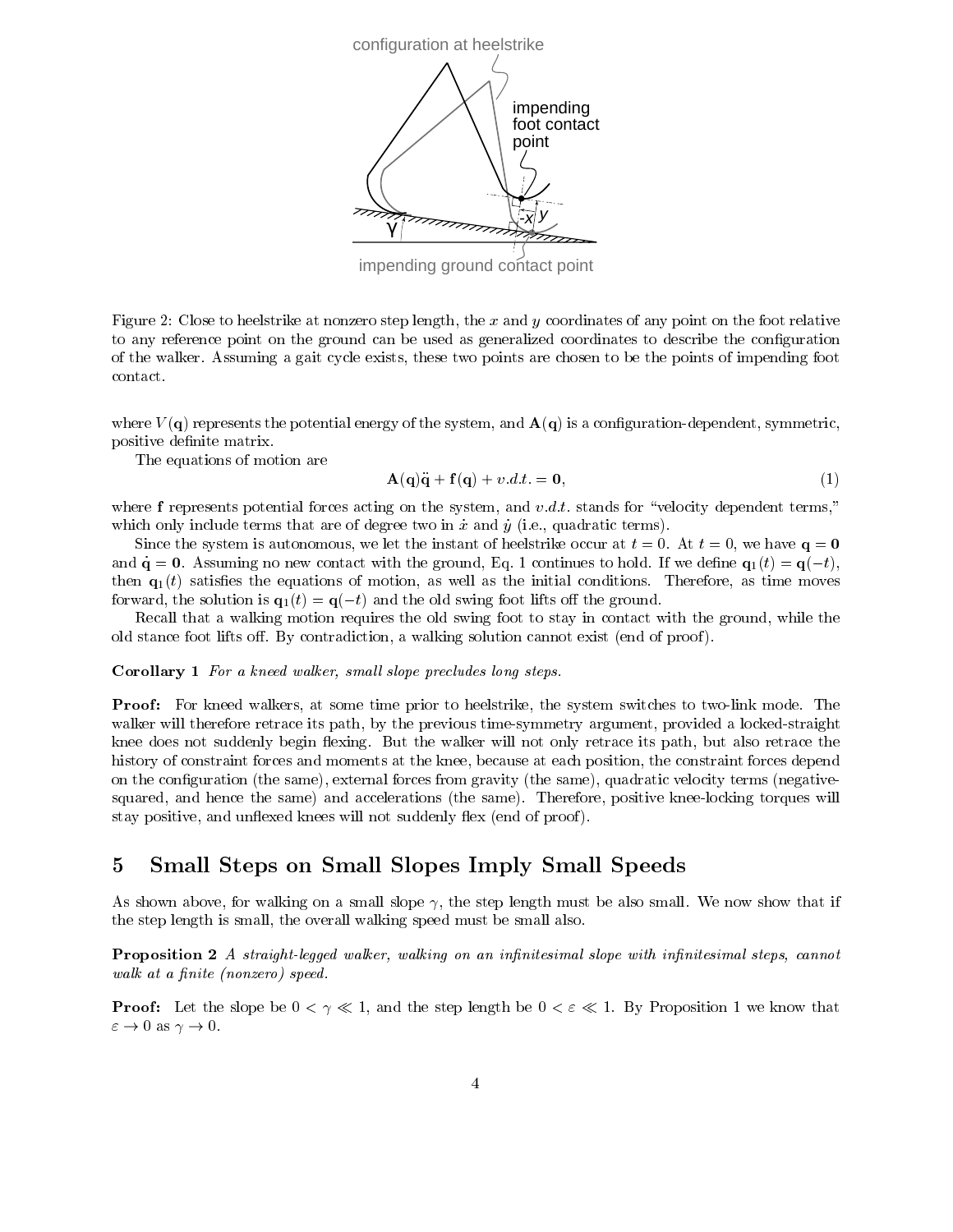Figure 2: Close to heelstrike at nonzero step length, the $x$ and $y$ coordinates of any point on the foot relative to any reference point on the ground can be used as generalized coordinates to describe the configuration of the walker. Assuming a gait cycle exists, these two points are chosen to be the points of impending foot contact.

where $V(\mathbf{q})$ represents the potential energy of the system, and $\mathbf{A}(\mathbf{q})$ is a configuration-dependent, symmetric, positive definite matrix.

The equations of motion are

$$\mathbf{A}(\mathbf{q})\ddot{\mathbf{q}} + \mathbf{f}(\mathbf{q}) + v.d.t. = \mathbf{0}, \tag{1}$$

where $\mathbf{f}$ represents potential forces acting on the system, and $v.d.t.$ stands for "velocity dependent terms," which only include terms that are of degree two in $\dot{x}$ and $\dot{y}$ (i.e., quadratic terms).

Since the system is autonomous, we let the instant of heelstrike occur at $t = 0$. At $t = 0$, we have $\mathbf{q} = \mathbf{0}$ and $\dot{\mathbf{q}} = \mathbf{0}$. Assuming no new contact with the ground, Eq. 1 continues to hold. If we define $\mathbf{q}_1(t) = \mathbf{q}(-t)$, then $\mathbf{q}_1(t)$ satisfies the equations of motion, as well as the initial conditions. Therefore, as time moves forward, the solution is $\mathbf{q}_1(t) = \mathbf{q}(-t)$ and the old swing foot lifts off the ground.

Recall that a walking motion requires the old swing foot to stay in contact with the ground, while the old stance foot lifts off. By contradiction, a walking solution cannot exist (end of proof).

**Corollary 1** *For a kneed walker, small slope precludes long steps.*

**Proof:** For kneed walkers, at some time prior to heelstrike, the system switches to two-link mode. The walker will therefore retrace its path, by the previous time-symmetry argument, provided a locked-straight knee does not suddenly begin flexing. But the walker will not only retrace its path, but also retrace the history of constraint forces and moments at the knee, because at each position, the constraint forces depend on the configuration (the same), external forces from gravity (the same), quadratic velocity terms (negative-squared, and hence the same) and accelerations (the same). Therefore, positive knee-locking torques will stay positive, and unflexed knees will not suddenly flex (end of proof).

## 5 Small Steps on Small Slopes Imply Small Speeds

As shown above, for walking on a small slope $\gamma$, the step length must be also small. We now show that if the step length is small, the overall walking speed must be small also.

**Proposition 2** *A straight-legged walker, walking on an infinitesimal slope with infinitesimal steps, cannot walk at a finite (nonzero) speed.*

**Proof:** Let the slope be $0 < \gamma \ll 1$, and the step length be $0 < \varepsilon \ll 1$. By Proposition 1 we know that $\varepsilon \to 0$ as $\gamma \to 0$.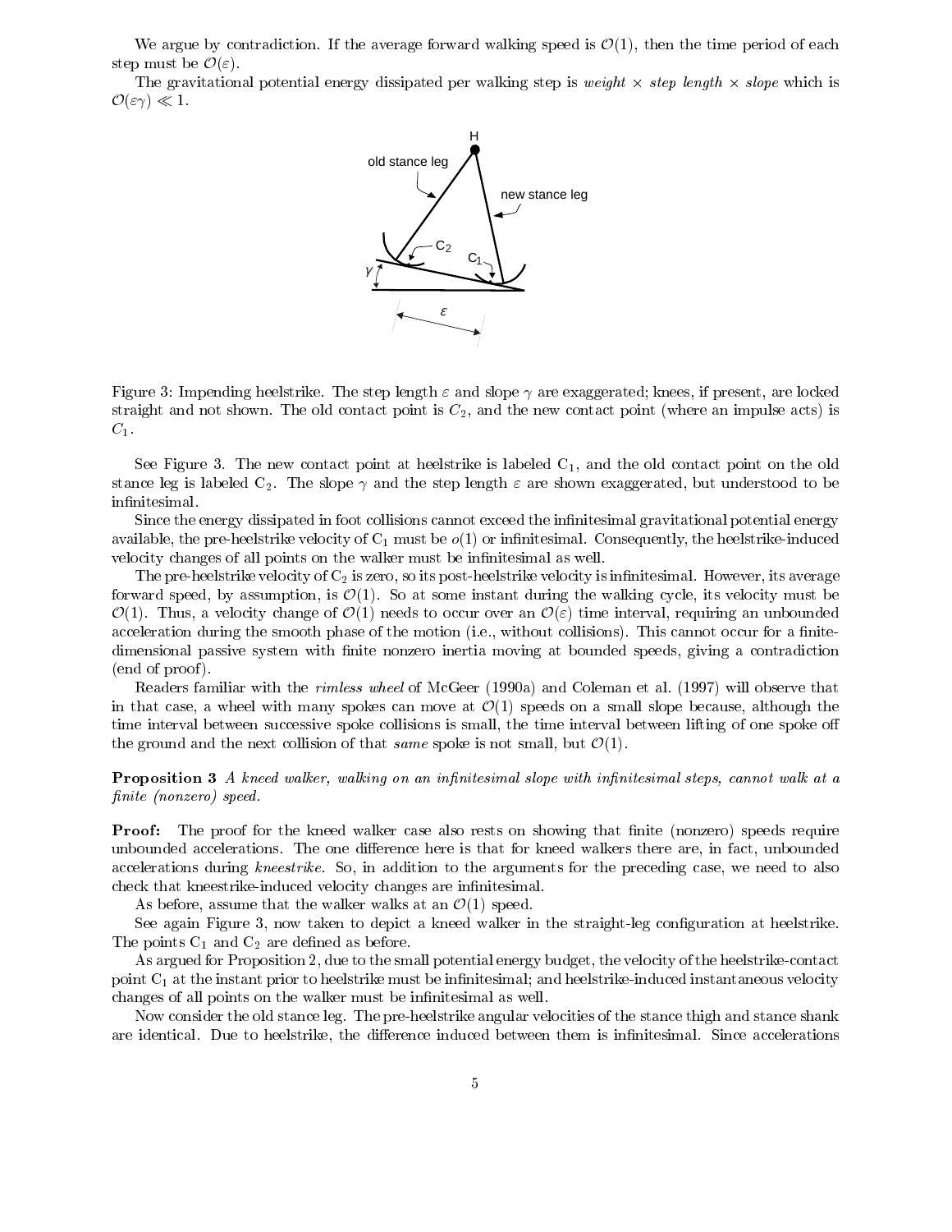We argue by contradiction. If the average forward walking speed is $\mathcal{O}(1)$, then the time period of each step must be $\mathcal{O}(\varepsilon)$.

The gravitational potential energy dissipated per walking step is *weight* $\times$ *step length* $\times$ *slope* which is $\mathcal{O}(\varepsilon\gamma) \ll 1$.

Figure 3: Impending heelstrike. The step length $\varepsilon$ and slope $\gamma$ are exaggerated; knees, if present, are locked straight and not shown. The old contact point is $C_2$, and the new contact point (where an impulse acts) is $C_1$.

See Figure 3. The new contact point at heelstrike is labeled $\mathrm{C}_1$, and the old contact point on the old stance leg is labeled $\mathrm{C}_2$. The slope $\gamma$ and the step length $\varepsilon$ are shown exaggerated, but understood to be infinitesimal.

Since the energy dissipated in foot collisions cannot exceed the infinitesimal gravitational potential energy available, the pre-heelstrike velocity of $\mathrm{C}_1$ must be $o(1)$ or infinitesimal. Consequently, the heelstrike-induced velocity changes of all points on the walker must be infinitesimal as well.

The pre-heelstrike velocity of $\mathrm{C}_2$ is zero, so its post-heelstrike velocity is infinitesimal. However, its average forward speed, by assumption, is $\mathcal{O}(1)$. So at some instant during the walking cycle, its velocity must be $\mathcal{O}(1)$. Thus, a velocity change of $\mathcal{O}(1)$ needs to occur over an $\mathcal{O}(\varepsilon)$ time interval, requiring an unbounded acceleration during the smooth phase of the motion (i.e., without collisions). This cannot occur for a finite-dimensional passive system with finite nonzero inertia moving at bounded speeds, giving a contradiction (end of proof).

Readers familiar with the *rimless wheel* of McGeer (1990a) and Coleman et al. (1997) will observe that in that case, a wheel with many spokes can move at $\mathcal{O}(1)$ speeds on a small slope because, although the time interval between successive spoke collisions is small, the time interval between lifting of one spoke off the ground and the next collision of that *same* spoke is not small, but $\mathcal{O}(1)$.

**Proposition 3** *A kneed walker, walking on an infinitesimal slope with infinitesimal steps, cannot walk at a finite (nonzero) speed.*

**Proof:** The proof for the kneed walker case also rests on showing that finite (nonzero) speeds require unbounded accelerations. The one difference here is that for kneed walkers there are, in fact, unbounded accelerations during *kneestrike*. So, in addition to the arguments for the preceding case, we need to also check that kneestrike-induced velocity changes are infinitesimal.

As before, assume that the walker walks at an $\mathcal{O}(1)$ speed.

See again Figure 3, now taken to depict a kneed walker in the straight-leg configuration at heelstrike. The points $\mathrm{C}_1$ and $\mathrm{C}_2$ are defined as before.

As argued for Proposition 2, due to the small potential energy budget, the velocity of the heelstrike-contact point $\mathrm{C}_1$ at the instant prior to heelstrike must be infinitesimal; and heelstrike-induced instantaneous velocity changes of all points on the walker must be infinitesimal as well.

Now consider the old stance leg. The pre-heelstrike angular velocities of the stance thigh and stance shank are identical. Due to heelstrike, the difference induced between them is infinitesimal. Since accelerations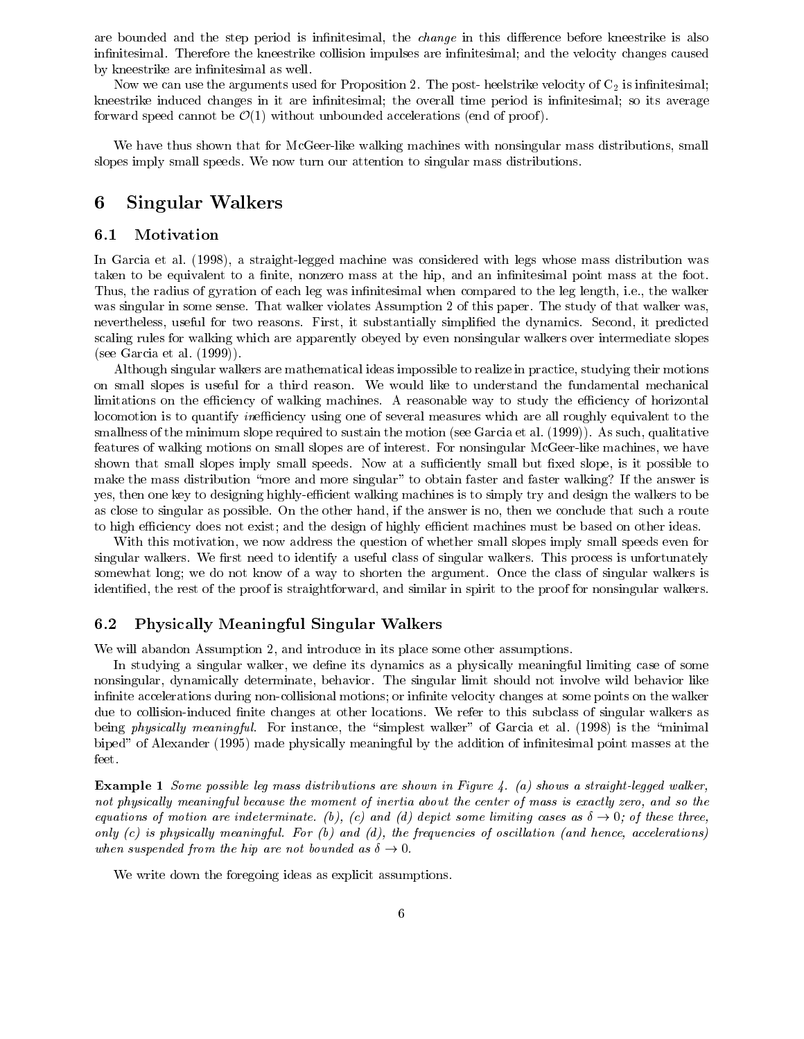are bounded and the step period is infinitesimal, the *change* in this difference before kneestrike is also infinitesimal. Therefore the kneestrike collision impulses are infinitesimal; and the velocity changes caused by kneestrike are infinitesimal as well.

Now we can use the arguments used for Proposition 2. The post- heelstrike velocity of $C_2$ is infinitesimal; kneestrike induced changes in it are infinitesimal; the overall time period is infinitesimal; so its average forward speed cannot be $\mathcal{O}(1)$ without unbounded accelerations (end of proof).

We have thus shown that for McGeer-like walking machines with nonsingular mass distributions, small slopes imply small speeds. We now turn our attention to singular mass distributions.

# 6 Singular Walkers

## 6.1 Motivation

In Garcia et al. (1998), a straight-legged machine was considered with legs whose mass distribution was taken to be equivalent to a finite, nonzero mass at the hip, and an infinitesimal point mass at the foot. Thus, the radius of gyration of each leg was infinitesimal when compared to the leg length, i.e., the walker was singular in some sense. That walker violates Assumption 2 of this paper. The study of that walker was, nevertheless, useful for two reasons. First, it substantially simplified the dynamics. Second, it predicted scaling rules for walking which are apparently obeyed by even nonsingular walkers over intermediate slopes (see Garcia et al. (1999)).

Although singular walkers are mathematical ideas impossible to realize in practice, studying their motions on small slopes is useful for a third reason. We would like to understand the fundamental mechanical limitations on the efficiency of walking machines. A reasonable way to study the efficiency of horizontal locomotion is to quantify *in*efficiency using one of several measures which are all roughly equivalent to the smallness of the minimum slope required to sustain the motion (see Garcia et al. (1999)). As such, qualitative features of walking motions on small slopes are of interest. For nonsingular McGeer-like machines, we have shown that small slopes imply small speeds. Now at a sufficiently small but fixed slope, is it possible to make the mass distribution "more and more singular" to obtain faster and faster walking? If the answer is yes, then one key to designing highly-efficient walking machines is to simply try and design the walkers to be as close to singular as possible. On the other hand, if the answer is no, then we conclude that such a route to high efficiency does not exist; and the design of highly efficient machines must be based on other ideas.

With this motivation, we now address the question of whether small slopes imply small speeds even for singular walkers. We first need to identify a useful class of singular walkers. This process is unfortunately somewhat long; we do not know of a way to shorten the argument. Once the class of singular walkers is identified, the rest of the proof is straightforward, and similar in spirit to the proof for nonsingular walkers.

## 6.2 Physically Meaningful Singular Walkers

We will abandon Assumption 2, and introduce in its place some other assumptions.

In studying a singular walker, we define its dynamics as a physically meaningful limiting case of some nonsingular, dynamically determinate, behavior. The singular limit should not involve wild behavior like infinite accelerations during non-collisional motions; or infinite velocity changes at some points on the walker due to collision-induced finite changes at other locations. We refer to this subclass of singular walkers as being *physically meaningful*. For instance, the "simplest walker" of Garcia et al. (1998) is the "minimal biped" of Alexander (1995) made physically meaningful by the addition of infinitesimal point masses at the feet.

**Example 1** *Some possible leg mass distributions are shown in Figure 4. (a) shows a straight-legged walker, not physically meaningful because the moment of inertia about the center of mass is exactly zero, and so the equations of motion are indeterminate. (b), (c) and (d) depict some limiting cases as $\delta \to 0$; of these three, only (c) is physically meaningful. For (b) and (d), the frequencies of oscillation (and hence, accelerations) when suspended from the hip are not bounded as $\delta \to 0$.*

We write down the foregoing ideas as explicit assumptions.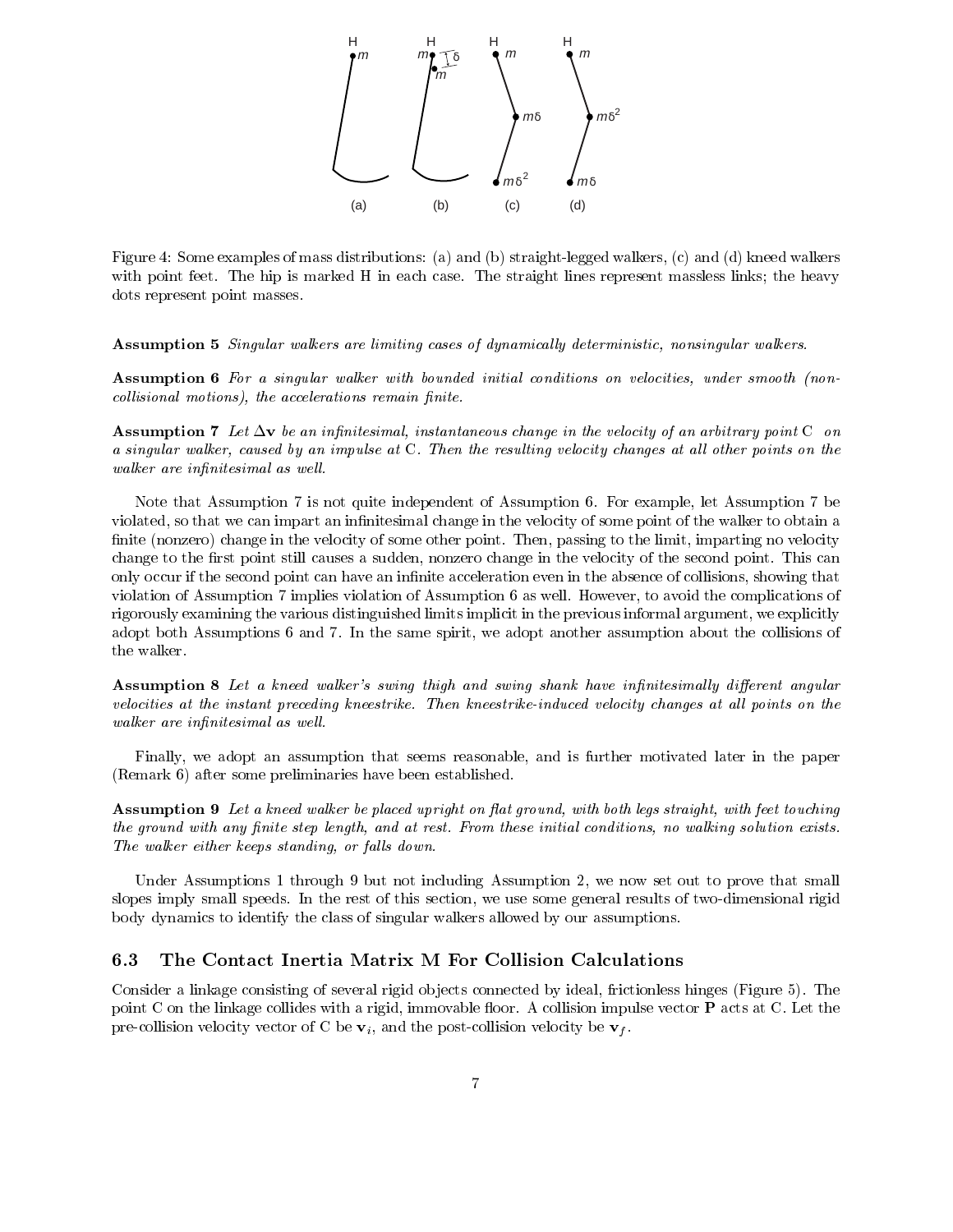Figure 4: Some examples of mass distributions: (a) and (b) straight-legged walkers, (c) and (d) kneed walkers with point feet. The hip is marked H in each case. The straight lines represent massless links; the heavy dots represent point masses.

**Assumption 5** *Singular walkers are limiting cases of dynamically deterministic, nonsingular walkers.*

**Assumption 6** *For a singular walker with bounded initial conditions on velocities, under smooth (non-collisional motions), the accelerations remain finite.*

**Assumption 7** *Let $\Delta \mathbf{v}$ be an infinitesimal, instantaneous change in the velocity of an arbitrary point C on a singular walker, caused by an impulse at C. Then the resulting velocity changes at all other points on the walker are infinitesimal as well.*

Note that Assumption 7 is not quite independent of Assumption 6. For example, let Assumption 7 be violated, so that we can impart an infinitesimal change in the velocity of some point of the walker to obtain a finite (nonzero) change in the velocity of some other point. Then, passing to the limit, imparting no velocity change to the first point still causes a sudden, nonzero change in the velocity of the second point. This can only occur if the second point can have an infinite acceleration even in the absence of collisions, showing that violation of Assumption 7 implies violation of Assumption 6 as well. However, to avoid the complications of rigorously examining the various distinguished limits implicit in the previous informal argument, we explicitly adopt both Assumptions 6 and 7. In the same spirit, we adopt another assumption about the collisions of the walker.

**Assumption 8** *Let a kneed walker's swing thigh and swing shank have infinitesimally different angular velocities at the instant preceding kneestrike. Then kneestrike-induced velocity changes at all points on the walker are infinitesimal as well.*

Finally, we adopt an assumption that seems reasonable, and is further motivated later in the paper (Remark 6) after some preliminaries have been established.

**Assumption 9** *Let a kneed walker be placed upright on flat ground, with both legs straight, with feet touching the ground with any finite step length, and at rest. From these initial conditions, no walking solution exists. The walker either keeps standing, or falls down.*

Under Assumptions 1 through 9 but not including Assumption 2, we now set out to prove that small slopes imply small speeds. In the rest of this section, we use some general results of two-dimensional rigid body dynamics to identify the class of singular walkers allowed by our assumptions.

### 6.3 The Contact Inertia Matrix M For Collision Calculations

Consider a linkage consisting of several rigid objects connected by ideal, frictionless hinges (Figure 5). The point C on the linkage collides with a rigid, immovable floor. A collision impulse vector $\mathbf{P}$ acts at C. Let the pre-collision velocity vector of C be $\mathbf{v}_i$, and the post-collision velocity be $\mathbf{v}_f$.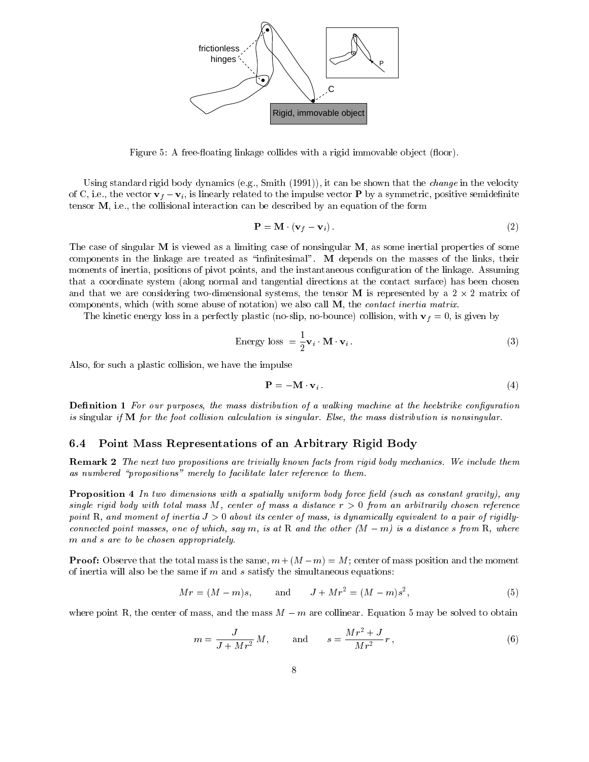Figure 5: A free-floating linkage collides with a rigid immovable object (floor).

Using standard rigid body dynamics (e.g., Smith (1991)), it can be shown that the *change* in the velocity of C, i.e., the vector $\mathbf{v}_f - \mathbf{v}_i$, is linearly related to the impulse vector $\mathbf{P}$ by a symmetric, positive semidefinite tensor $\mathbf{M}$, i.e., the collisional interaction can be described by an equation of the form

$$\mathbf{P} = \mathbf{M} \cdot (\mathbf{v}_f - \mathbf{v}_i)\,. \tag{2}$$

The case of singular $\mathbf{M}$ is viewed as a limiting case of nonsingular $\mathbf{M}$, as some inertial properties of some components in the linkage are treated as "infinitesimal". $\mathbf{M}$ depends on the masses of the links, their moments of inertia, positions of pivot points, and the instantaneous configuration of the linkage. Assuming that a coordinate system (along normal and tangential directions at the contact surface) has been chosen and that we are considering two-dimensional systems, the tensor $\mathbf{M}$ is represented by a $2 \times 2$ matrix of components, which (with some abuse of notation) we also call $\mathbf{M}$, the *contact inertia matrix*.

The kinetic energy loss in a perfectly plastic (no-slip, no-bounce) collision, with $\mathbf{v}_f = 0$, is given by

$$\text{Energy loss } = \frac{1}{2}\mathbf{v}_i \cdot \mathbf{M} \cdot \mathbf{v}_i\,. \tag{3}$$

Also, for such a plastic collision, we have the impulse

$$\mathbf{P} = -\mathbf{M} \cdot \mathbf{v}_i\,. \tag{4}$$

**Definition 1** *For our purposes, the mass distribution of a walking machine at the heelstrike configuration is* singular *if* $\mathbf{M}$ *for the foot collision calculation is singular. Else, the mass distribution is nonsingular.*

## 6.4 Point Mass Representations of an Arbitrary Rigid Body

**Remark 2** *The next two propositions are trivially known facts from rigid body mechanics. We include them as numbered "propositions" merely to facilitate later reference to them.*

**Proposition 4** *In two dimensions with a spatially uniform body force field (such as constant gravity), any single rigid body with total mass $M$, center of mass a distance $r > 0$ from an arbitrarily chosen reference point R, and moment of inertia $J > 0$ about its center of mass, is dynamically equivalent to a pair of rigidly-connected point masses, one of which, say $m$, is at R and the other $(M - m)$ is a distance $s$ from R, where $m$ and $s$ are to be chosen appropriately.*

**Proof:** Observe that the total mass is the same, $m + (M - m) = M$; center of mass position and the moment of inertia will also be the same if $m$ and $s$ satisfy the simultaneous equations:

$$Mr = (M - m)s, \qquad \text{and} \qquad J + Mr^2 = (M - m)s^2\,, \tag{5}$$

where point R, the center of mass, and the mass $M - m$ are collinear. Equation 5 may be solved to obtain

$$m = \frac{J}{J + Mr^2}\,M, \qquad \text{and} \qquad s = \frac{Mr^2 + J}{Mr^2}\,r\,, \tag{6}$$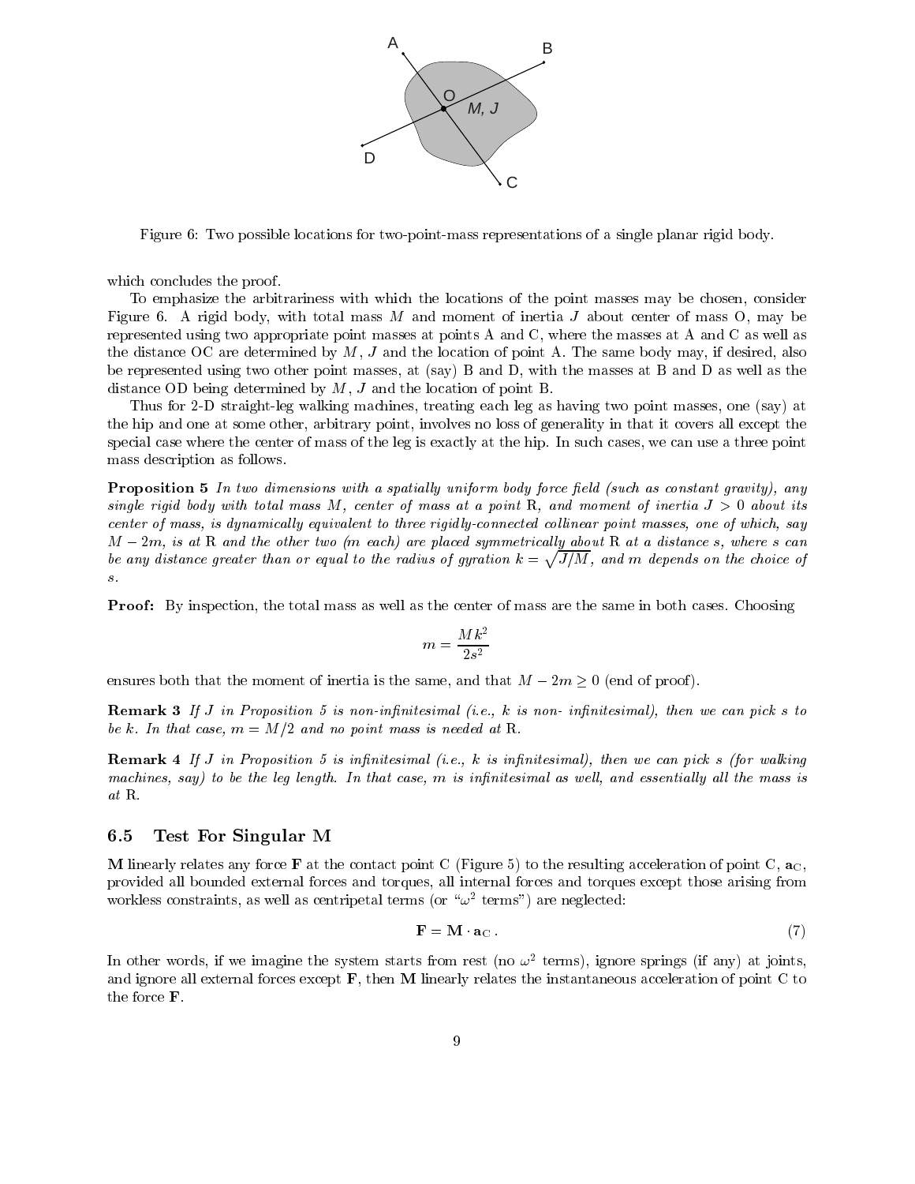Figure 6: Two possible locations for two-point-mass representations of a single planar rigid body.

which concludes the proof.

To emphasize the arbitrariness with which the locations of the point masses may be chosen, consider Figure 6. A rigid body, with total mass $M$ and moment of inertia $J$ about center of mass O, may be represented using two appropriate point masses at points A and C, where the masses at A and C as well as the distance OC are determined by $M$, $J$ and the location of point A. The same body may, if desired, also be represented using two other point masses, at (say) B and D, with the masses at B and D as well as the distance OD being determined by $M$, $J$ and the location of point B.

Thus for 2-D straight-leg walking machines, treating each leg as having two point masses, one (say) at the hip and one at some other, arbitrary point, involves no loss of generality in that it covers all except the special case where the center of mass of the leg is exactly at the hip. In such cases, we can use a three point mass description as follows.

**Proposition 5** *In two dimensions with a spatially uniform body force field (such as constant gravity), any single rigid body with total mass $M$, center of mass at a point* R*, and moment of inertia $J > 0$ about its center of mass, is dynamically equivalent to three rigidly-connected collinear point masses, one of which, say $M - 2m$, is at* R *and the other two ($m$ each) are placed symmetrically about* R *at a distance $s$, where $s$ can be any distance greater than or equal to the radius of gyration $k = \sqrt{J/M}$, and $m$ depends on the choice of $s$.*

**Proof:** By inspection, the total mass as well as the center of mass are the same in both cases. Choosing

$$m = \frac{Mk^2}{2s^2}$$

ensures both that the moment of inertia is the same, and that $M - 2m \geq 0$ (end of proof).

**Remark 3** *If $J$ in Proposition 5 is non-infinitesimal (i.e., $k$ is non- infinitesimal), then we can pick $s$ to be $k$. In that case, $m = M/2$ and no point mass is needed at* R.

**Remark 4** *If $J$ in Proposition 5 is infinitesimal (i.e., $k$ is infinitesimal), then we can pick $s$ (for walking machines, say) to be the leg length. In that case, $m$ is infinitesimal as well, and essentially all the mass is at* R.

## 6.5 Test For Singular M

**M** linearly relates any force **F** at the contact point C (Figure 5) to the resulting acceleration of point C, $\mathbf{a}_C$, provided all bounded external forces and torques, all internal forces and torques except those arising from workless constraints, as well as centripetal terms (or "$\omega^2$ terms") are neglected:

$$\mathbf{F} = \mathbf{M} \cdot \mathbf{a}_C \,. \tag{7}$$

In other words, if we imagine the system starts from rest (no $\omega^2$ terms), ignore springs (if any) at joints, and ignore all external forces except **F**, then **M** linearly relates the instantaneous acceleration of point C to the force **F**.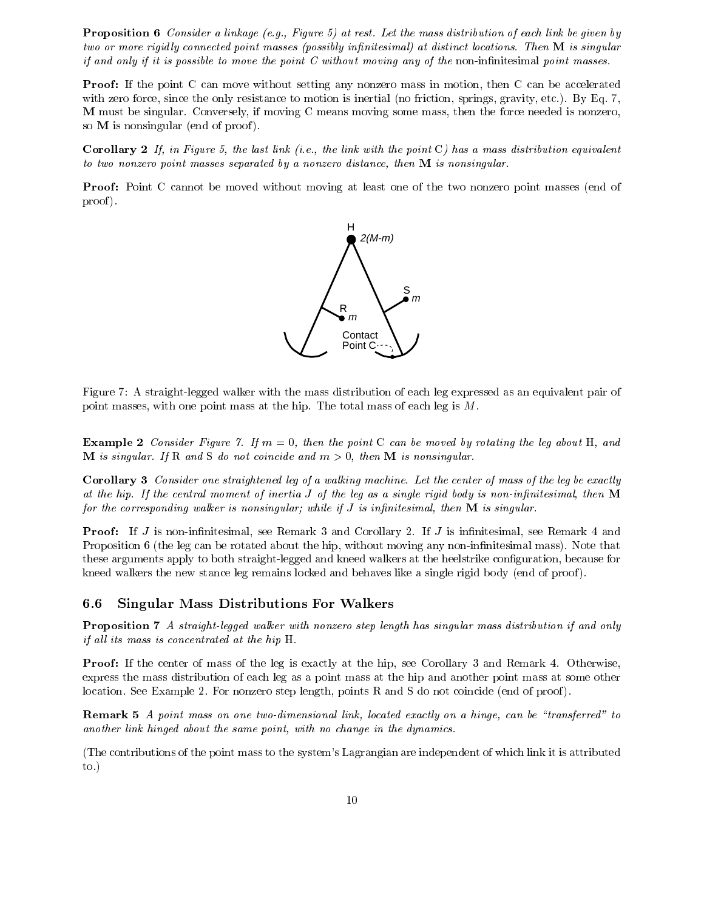**Proposition 6** *Consider a linkage (e.g., Figure 5) at rest. Let the mass distribution of each link be given by two or more rigidly connected point masses (possibly infinitesimal) at distinct locations. Then* $\mathbf{M}$ *is singular if and only if it is possible to move the point C without moving any of the* non-infinitesimal *point masses.*

**Proof:** If the point C can move without setting any nonzero mass in motion, then C can be accelerated with zero force, since the only resistance to motion is inertial (no friction, springs, gravity, etc.). By Eq. 7, $\mathbf{M}$ must be singular. Conversely, if moving C means moving some mass, then the force needed is nonzero, so $\mathbf{M}$ is nonsingular (end of proof).

**Corollary 2** *If, in Figure 5, the last link (i.e., the link with the point* C*) has a mass distribution equivalent to two nonzero point masses separated by a nonzero distance, then* $\mathbf{M}$ *is nonsingular.*

**Proof:** Point C cannot be moved without moving at least one of the two nonzero point masses (end of proof).

Figure 7: A straight-legged walker with the mass distribution of each leg expressed as an equivalent pair of point masses, with one point mass at the hip. The total mass of each leg is $M$.

**Example 2** *Consider Figure 7. If* $m = 0$*, then the point* C *can be moved by rotating the leg about* H*, and* $\mathbf{M}$ *is singular. If* R *and* S *do not coincide and* $m > 0$*, then* $\mathbf{M}$ *is nonsingular.*

**Corollary 3** *Consider one straightened leg of a walking machine. Let the center of mass of the leg be exactly at the hip. If the central moment of inertia* $J$ *of the leg as a single rigid body is non-infinitesimal, then* $\mathbf{M}$ *for the corresponding walker is nonsingular; while if* $J$ *is infinitesimal, then* $\mathbf{M}$ *is singular.*

**Proof:** If $J$ is non-infinitesimal, see Remark 3 and Corollary 2. If $J$ is infinitesimal, see Remark 4 and Proposition 6 (the leg can be rotated about the hip, without moving any non-infinitesimal mass). Note that these arguments apply to both straight-legged and kneed walkers at the heelstrike configuration, because for kneed walkers the new stance leg remains locked and behaves like a single rigid body (end of proof).

## 6.6 Singular Mass Distributions For Walkers

**Proposition 7** *A straight-legged walker with nonzero step length has singular mass distribution if and only if all its mass is concentrated at the hip* H*.*

**Proof:** If the center of mass of the leg is exactly at the hip, see Corollary 3 and Remark 4. Otherwise, express the mass distribution of each leg as a point mass at the hip and another point mass at some other location. See Example 2. For nonzero step length, points R and S do not coincide (end of proof).

**Remark 5** *A point mass on one two-dimensional link, located exactly on a hinge, can be "transferred" to another link hinged about the same point, with no change in the dynamics.*

(The contributions of the point mass to the system's Lagrangian are independent of which link it is attributed to.)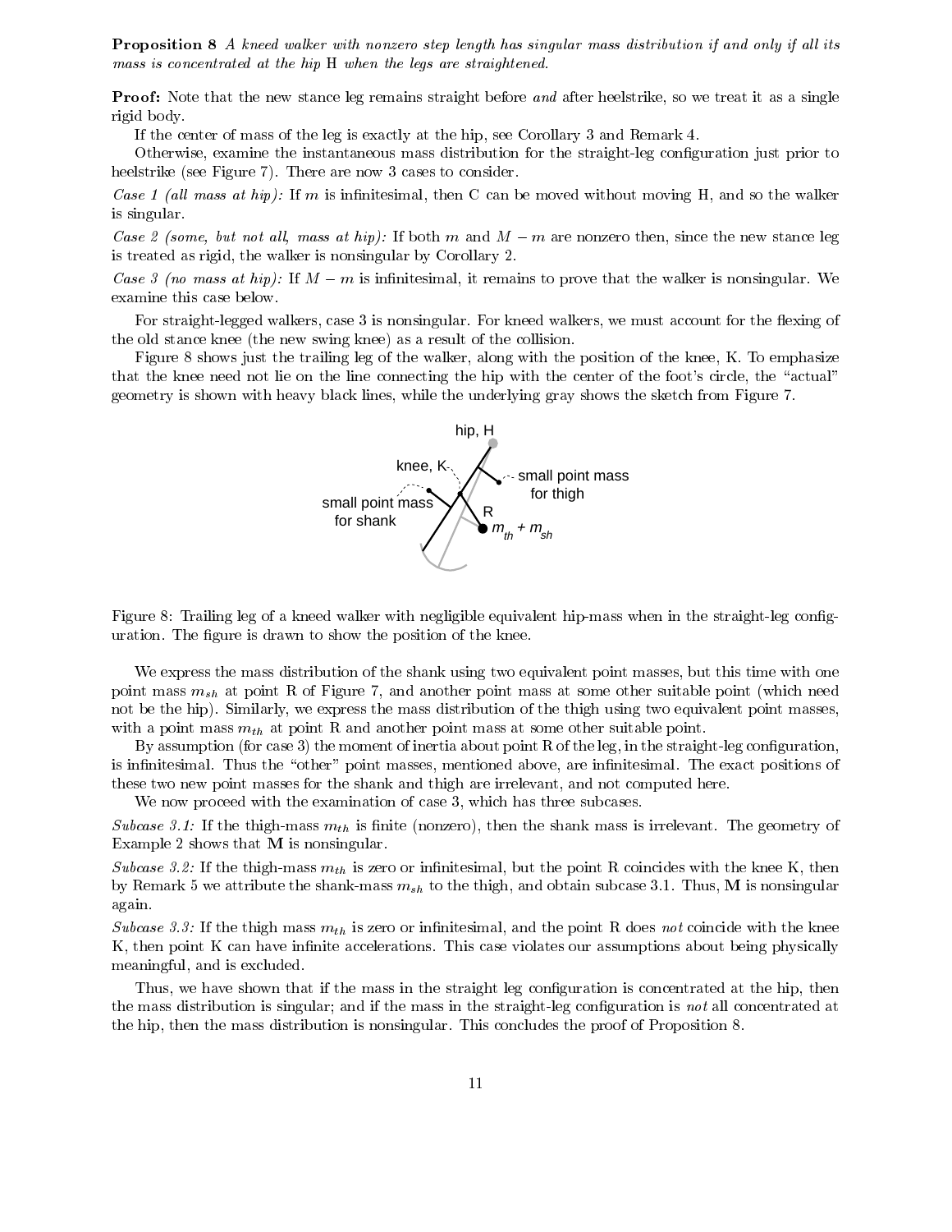**Proposition 8** *A kneed walker with nonzero step length has singular mass distribution if and only if all its mass is concentrated at the hip H when the legs are straightened.*

**Proof:** Note that the new stance leg remains straight before *and* after heelstrike, so we treat it as a single rigid body.

If the center of mass of the leg is exactly at the hip, see Corollary 3 and Remark 4.

Otherwise, examine the instantaneous mass distribution for the straight-leg configuration just prior to heelstrike (see Figure 7). There are now 3 cases to consider.

*Case 1 (all mass at hip):* If $m$ is infinitesimal, then C can be moved without moving H, and so the walker is singular.

*Case 2 (some, but not all, mass at hip):* If both $m$ and $M - m$ are nonzero then, since the new stance leg is treated as rigid, the walker is nonsingular by Corollary 2.

*Case 3 (no mass at hip):* If $M - m$ is infinitesimal, it remains to prove that the walker is nonsingular. We examine this case below.

For straight-legged walkers, case 3 is nonsingular. For kneed walkers, we must account for the flexing of the old stance knee (the new swing knee) as a result of the collision.

Figure 8 shows just the trailing leg of the walker, along with the position of the knee, K. To emphasize that the knee need not lie on the line connecting the hip with the center of the foot's circle, the "actual" geometry is shown with heavy black lines, while the underlying gray shows the sketch from Figure 7.

Figure 8: Trailing leg of a kneed walker with negligible equivalent hip-mass when in the straight-leg configuration. The figure is drawn to show the position of the knee.

We express the mass distribution of the shank using two equivalent point masses, but this time with one point mass $m_{sh}$ at point R of Figure 7, and another point mass at some other suitable point (which need not be the hip). Similarly, we express the mass distribution of the thigh using two equivalent point masses, with a point mass $m_{th}$ at point R and another point mass at some other suitable point.

By assumption (for case 3) the moment of inertia about point R of the leg, in the straight-leg configuration, is infinitesimal. Thus the "other" point masses, mentioned above, are infinitesimal. The exact positions of these two new point masses for the shank and thigh are irrelevant, and not computed here.

We now proceed with the examination of case 3, which has three subcases.

*Subcase 3.1:* If the thigh-mass $m_{th}$ is finite (nonzero), then the shank mass is irrelevant. The geometry of Example 2 shows that $\mathbf{M}$ is nonsingular.

*Subcase 3.2:* If the thigh-mass $m_{th}$ is zero or infinitesimal, but the point R coincides with the knee K, then by Remark 5 we attribute the shank-mass $m_{sh}$ to the thigh, and obtain subcase 3.1. Thus, $\mathbf{M}$ is nonsingular again.

*Subcase 3.3:* If the thigh mass $m_{th}$ is zero or infinitesimal, and the point R does *not* coincide with the knee K, then point K can have infinite accelerations. This case violates our assumptions about being physically meaningful, and is excluded.

Thus, we have shown that if the mass in the straight leg configuration is concentrated at the hip, then the mass distribution is singular; and if the mass in the straight-leg configuration is *not* all concentrated at the hip, then the mass distribution is nonsingular. This concludes the proof of Proposition 8.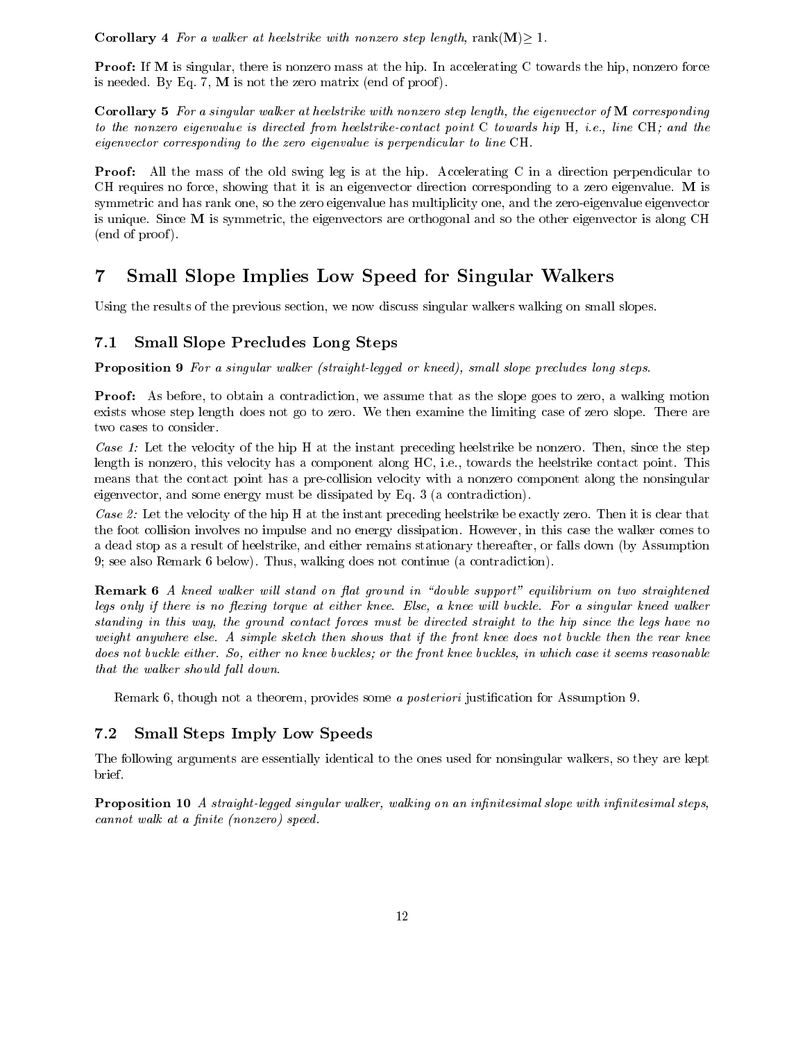**Corollary 4** *For a walker at heelstrike with nonzero step length,* rank($\mathbf{M}$)$\geq 1$.

**Proof:** If $\mathbf{M}$ is singular, there is nonzero mass at the hip. In accelerating C towards the hip, nonzero force is needed. By Eq. 7, $\mathbf{M}$ is not the zero matrix (end of proof).

**Corollary 5** *For a singular walker at heelstrike with nonzero step length, the eigenvector of* $\mathbf{M}$ *corresponding to the nonzero eigenvalue is directed from heelstrike-contact point* C *towards hip* H*, i.e., line* CH*; and the eigenvector corresponding to the zero eigenvalue is perpendicular to line* CH*.*

**Proof:** All the mass of the old swing leg is at the hip. Accelerating C in a direction perpendicular to CH requires no force, showing that it is an eigenvector direction corresponding to a zero eigenvalue. $\mathbf{M}$ is symmetric and has rank one, so the zero eigenvalue has multiplicity one, and the zero-eigenvalue eigenvector is unique. Since $\mathbf{M}$ is symmetric, the eigenvectors are orthogonal and so the other eigenvector is along CH (end of proof).

# 7 Small Slope Implies Low Speed for Singular Walkers

Using the results of the previous section, we now discuss singular walkers walking on small slopes.

## 7.1 Small Slope Precludes Long Steps

**Proposition 9** *For a singular walker (straight-legged or kneed), small slope precludes long steps.*

**Proof:** As before, to obtain a contradiction, we assume that as the slope goes to zero, a walking motion exists whose step length does not go to zero. We then examine the limiting case of zero slope. There are two cases to consider.

*Case 1:* Let the velocity of the hip H at the instant preceding heelstrike be nonzero. Then, since the step length is nonzero, this velocity has a component along HC, i.e., towards the heelstrike contact point. This means that the contact point has a pre-collision velocity with a nonzero component along the nonsingular eigenvector, and some energy must be dissipated by Eq. 3 (a contradiction).

*Case 2:* Let the velocity of the hip H at the instant preceding heelstrike be exactly zero. Then it is clear that the foot collision involves no impulse and no energy dissipation. However, in this case the walker comes to a dead stop as a result of heelstrike, and either remains stationary thereafter, or falls down (by Assumption 9; see also Remark 6 below). Thus, walking does not continue (a contradiction).

**Remark 6** *A kneed walker will stand on flat ground in "double support" equilibrium on two straightened legs only if there is no flexing torque at either knee. Else, a knee will buckle. For a singular kneed walker standing in this way, the ground contact forces must be directed straight to the hip since the legs have no weight anywhere else. A simple sketch then shows that if the front knee does not buckle then the rear knee does not buckle either. So, either no knee buckles; or the front knee buckles, in which case it seems reasonable that the walker should fall down.*

Remark 6, though not a theorem, provides some *a posteriori* justification for Assumption 9.

## 7.2 Small Steps Imply Low Speeds

The following arguments are essentially identical to the ones used for nonsingular walkers, so they are kept brief.

**Proposition 10** *A straight-legged singular walker, walking on an infinitesimal slope with infinitesimal steps, cannot walk at a finite (nonzero) speed.*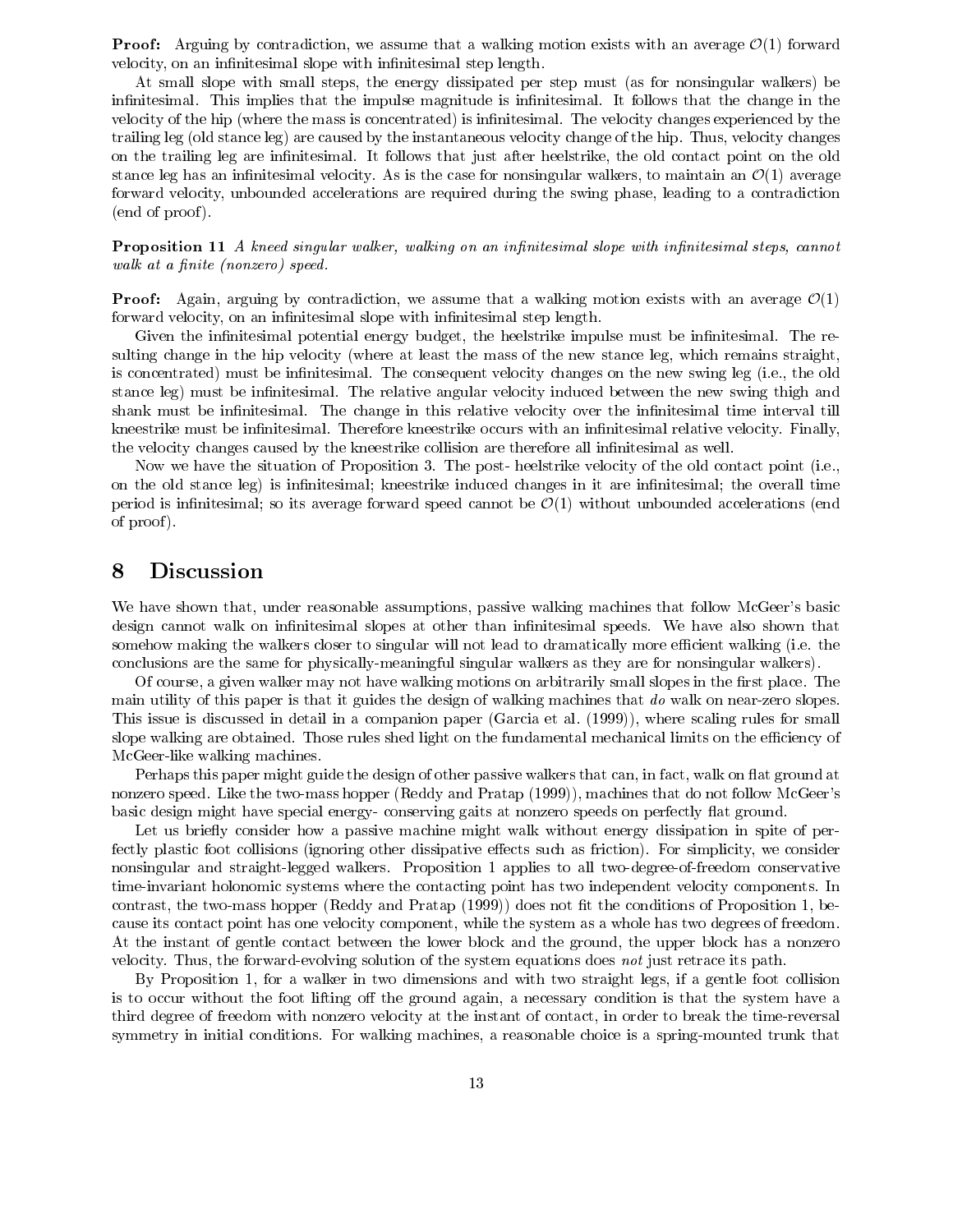**Proof:** Arguing by contradiction, we assume that a walking motion exists with an average $\mathcal{O}(1)$ forward velocity, on an infinitesimal slope with infinitesimal step length.

At small slope with small steps, the energy dissipated per step must (as for nonsingular walkers) be infinitesimal. This implies that the impulse magnitude is infinitesimal. It follows that the change in the velocity of the hip (where the mass is concentrated) is infinitesimal. The velocity changes experienced by the trailing leg (old stance leg) are caused by the instantaneous velocity change of the hip. Thus, velocity changes on the trailing leg are infinitesimal. It follows that just after heelstrike, the old contact point on the old stance leg has an infinitesimal velocity. As is the case for nonsingular walkers, to maintain an $\mathcal{O}(1)$ average forward velocity, unbounded accelerations are required during the swing phase, leading to a contradiction (end of proof).

**Proposition 11** *A kneed singular walker, walking on an infinitesimal slope with infinitesimal steps, cannot walk at a finite (nonzero) speed.*

**Proof:** Again, arguing by contradiction, we assume that a walking motion exists with an average $\mathcal{O}(1)$ forward velocity, on an infinitesimal slope with infinitesimal step length.

Given the infinitesimal potential energy budget, the heelstrike impulse must be infinitesimal. The resulting change in the hip velocity (where at least the mass of the new stance leg, which remains straight, is concentrated) must be infinitesimal. The consequent velocity changes on the new swing leg (i.e., the old stance leg) must be infinitesimal. The relative angular velocity induced between the new swing thigh and shank must be infinitesimal. The change in this relative velocity over the infinitesimal time interval till kneestrike must be infinitesimal. Therefore kneestrike occurs with an infinitesimal relative velocity. Finally, the velocity changes caused by the kneestrike collision are therefore all infinitesimal as well.

Now we have the situation of Proposition 3. The post- heelstrike velocity of the old contact point (i.e., on the old stance leg) is infinitesimal; kneestrike induced changes in it are infinitesimal; the overall time period is infinitesimal; so its average forward speed cannot be $\mathcal{O}(1)$ without unbounded accelerations (end of proof).

## 8 Discussion

We have shown that, under reasonable assumptions, passive walking machines that follow McGeer's basic design cannot walk on infinitesimal slopes at other than infinitesimal speeds. We have also shown that somehow making the walkers closer to singular will not lead to dramatically more efficient walking (i.e. the conclusions are the same for physically-meaningful singular walkers as they are for nonsingular walkers).

Of course, a given walker may not have walking motions on arbitrarily small slopes in the first place. The main utility of this paper is that it guides the design of walking machines that *do* walk on near-zero slopes. This issue is discussed in detail in a companion paper (Garcia et al. (1999)), where scaling rules for small slope walking are obtained. Those rules shed light on the fundamental mechanical limits on the efficiency of McGeer-like walking machines.

Perhaps this paper might guide the design of other passive walkers that can, in fact, walk on flat ground at nonzero speed. Like the two-mass hopper (Reddy and Pratap (1999)), machines that do not follow McGeer's basic design might have special energy- conserving gaits at nonzero speeds on perfectly flat ground.

Let us briefly consider how a passive machine might walk without energy dissipation in spite of perfectly plastic foot collisions (ignoring other dissipative effects such as friction). For simplicity, we consider nonsingular and straight-legged walkers. Proposition 1 applies to all two-degree-of-freedom conservative time-invariant holonomic systems where the contacting point has two independent velocity components. In contrast, the two-mass hopper (Reddy and Pratap (1999)) does not fit the conditions of Proposition 1, because its contact point has one velocity component, while the system as a whole has two degrees of freedom. At the instant of gentle contact between the lower block and the ground, the upper block has a nonzero velocity. Thus, the forward-evolving solution of the system equations does *not* just retrace its path.

By Proposition 1, for a walker in two dimensions and with two straight legs, if a gentle foot collision is to occur without the foot lifting off the ground again, a necessary condition is that the system have a third degree of freedom with nonzero velocity at the instant of contact, in order to break the time-reversal symmetry in initial conditions. For walking machines, a reasonable choice is a spring-mounted trunk that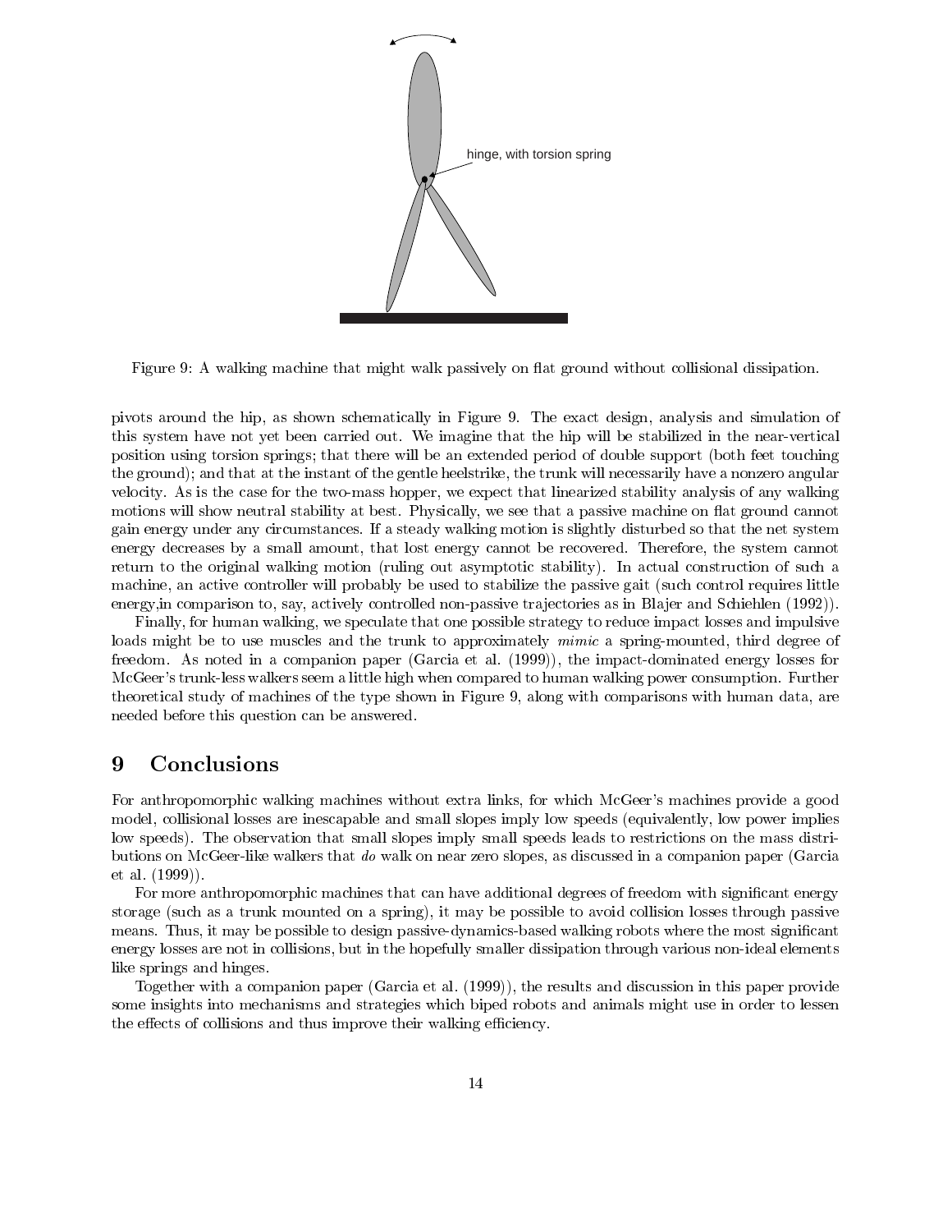hinge, with torsion spring

Figure 9: A walking machine that might walk passively on flat ground without collisional dissipation.

pivots around the hip, as shown schematically in Figure 9. The exact design, analysis and simulation of this system have not yet been carried out. We imagine that the hip will be stabilized in the near-vertical position using torsion springs; that there will be an extended period of double support (both feet touching the ground); and that at the instant of the gentle heelstrike, the trunk will necessarily have a nonzero angular velocity. As is the case for the two-mass hopper, we expect that linearized stability analysis of any walking motions will show neutral stability at best. Physically, we see that a passive machine on flat ground cannot gain energy under any circumstances. If a steady walking motion is slightly disturbed so that the net system energy decreases by a small amount, that lost energy cannot be recovered. Therefore, the system cannot return to the original walking motion (ruling out asymptotic stability). In actual construction of such a machine, an active controller will probably be used to stabilize the passive gait (such control requires little energy,in comparison to, say, actively controlled non-passive trajectories as in Blajer and Schiehlen (1992)).

Finally, for human walking, we speculate that one possible strategy to reduce impact losses and impulsive loads might be to use muscles and the trunk to approximately *mimic* a spring-mounted, third degree of freedom. As noted in a companion paper (Garcia et al. (1999)), the impact-dominated energy losses for McGeer's trunk-less walkers seem a little high when compared to human walking power consumption. Further theoretical study of machines of the type shown in Figure 9, along with comparisons with human data, are needed before this question can be answered.

# 9 Conclusions

For anthropomorphic walking machines without extra links, for which McGeer's machines provide a good model, collisional losses are inescapable and small slopes imply low speeds (equivalently, low power implies low speeds). The observation that small slopes imply small speeds leads to restrictions on the mass distributions on McGeer-like walkers that *do* walk on near zero slopes, as discussed in a companion paper (Garcia et al. (1999)).

For more anthropomorphic machines that can have additional degrees of freedom with significant energy storage (such as a trunk mounted on a spring), it may be possible to avoid collision losses through passive means. Thus, it may be possible to design passive-dynamics-based walking robots where the most significant energy losses are not in collisions, but in the hopefully smaller dissipation through various non-ideal elements like springs and hinges.

Together with a companion paper (Garcia et al. (1999)), the results and discussion in this paper provide some insights into mechanisms and strategies which biped robots and animals might use in order to lessen the effects of collisions and thus improve their walking efficiency.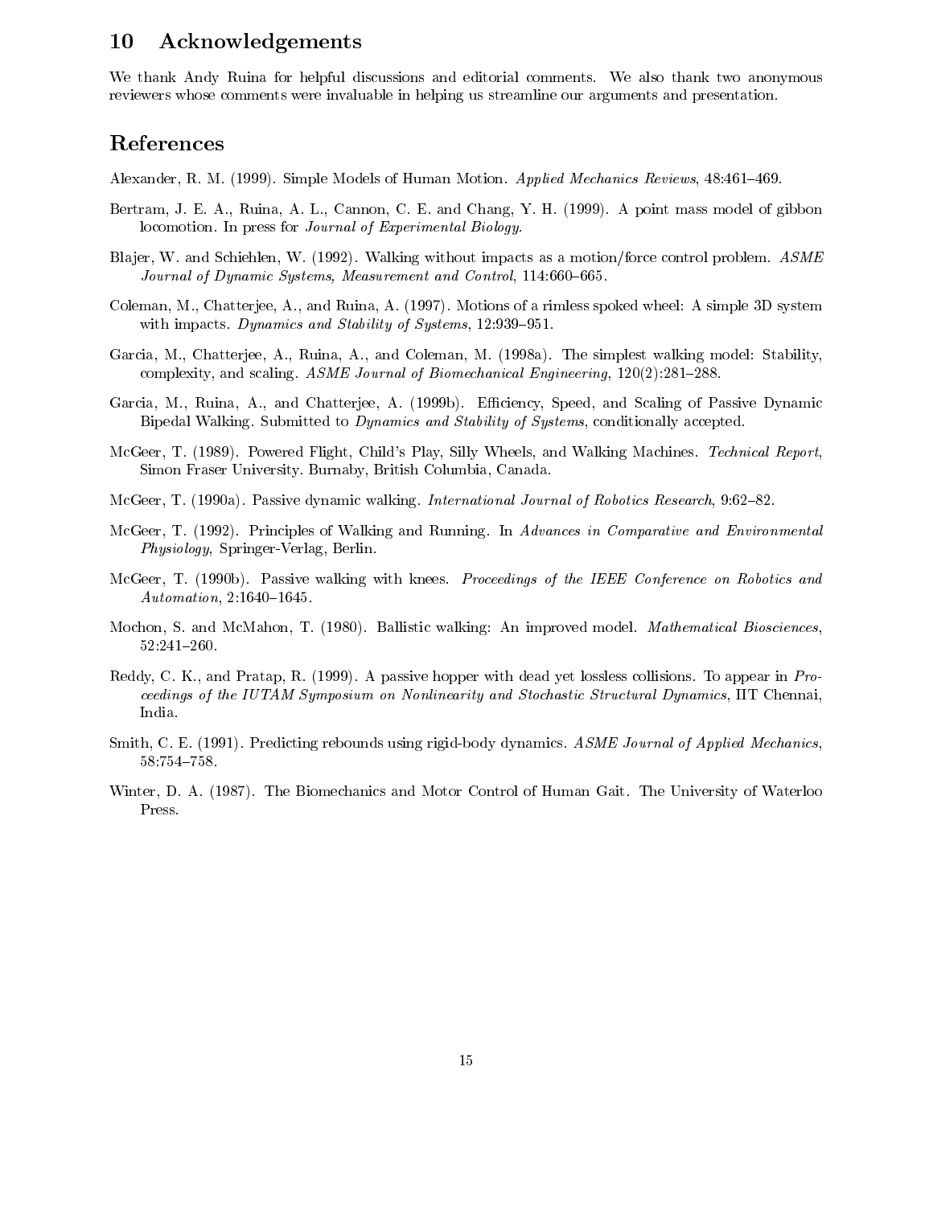## 10 Acknowledgements

We thank Andy Ruina for helpful discussions and editorial comments. We also thank two anonymous reviewers whose comments were invaluable in helping us streamline our arguments and presentation.

## References

Alexander, R. M. (1999). Simple Models of Human Motion. *Applied Mechanics Reviews*, 48:461–469.

Bertram, J. E. A., Ruina, A. L., Cannon, C. E. and Chang, Y. H. (1999). A point mass model of gibbon locomotion. In press for *Journal of Experimental Biology*.

Blajer, W. and Schiehlen, W. (1992). Walking without impacts as a motion/force control problem. *ASME Journal of Dynamic Systems, Measurement and Control*, 114:660–665.

Coleman, M., Chatterjee, A., and Ruina, A. (1997). Motions of a rimless spoked wheel: A simple 3D system with impacts. *Dynamics and Stability of Systems*, 12:939–951.

Garcia, M., Chatterjee, A., Ruina, A., and Coleman, M. (1998a). The simplest walking model: Stability, complexity, and scaling. *ASME Journal of Biomechanical Engineering*, 120(2):281–288.

Garcia, M., Ruina, A., and Chatterjee, A. (1999b). Efficiency, Speed, and Scaling of Passive Dynamic Bipedal Walking. Submitted to *Dynamics and Stability of Systems*, conditionally accepted.

McGeer, T. (1989). Powered Flight, Child's Play, Silly Wheels, and Walking Machines. *Technical Report*, Simon Fraser University. Burnaby, British Columbia, Canada.

McGeer, T. (1990a). Passive dynamic walking. *International Journal of Robotics Research*, 9:62–82.

McGeer, T. (1992). Principles of Walking and Running. In *Advances in Comparative and Environmental Physiology*, Springer-Verlag, Berlin.

McGeer, T. (1990b). Passive walking with knees. *Proceedings of the IEEE Conference on Robotics and Automation*, 2:1640–1645.

Mochon, S. and McMahon, T. (1980). Ballistic walking: An improved model. *Mathematical Biosciences*, 52:241–260.

Reddy, C. K., and Pratap, R. (1999). A passive hopper with dead yet lossless collisions. To appear in *Proceedings of the IUTAM Symposium on Nonlinearity and Stochastic Structural Dynamics*, IIT Chennai, India.

Smith, C. E. (1991). Predicting rebounds using rigid-body dynamics. *ASME Journal of Applied Mechanics*, 58:754–758.

Winter, D. A. (1987). The Biomechanics and Motor Control of Human Gait. The University of Waterloo Press.